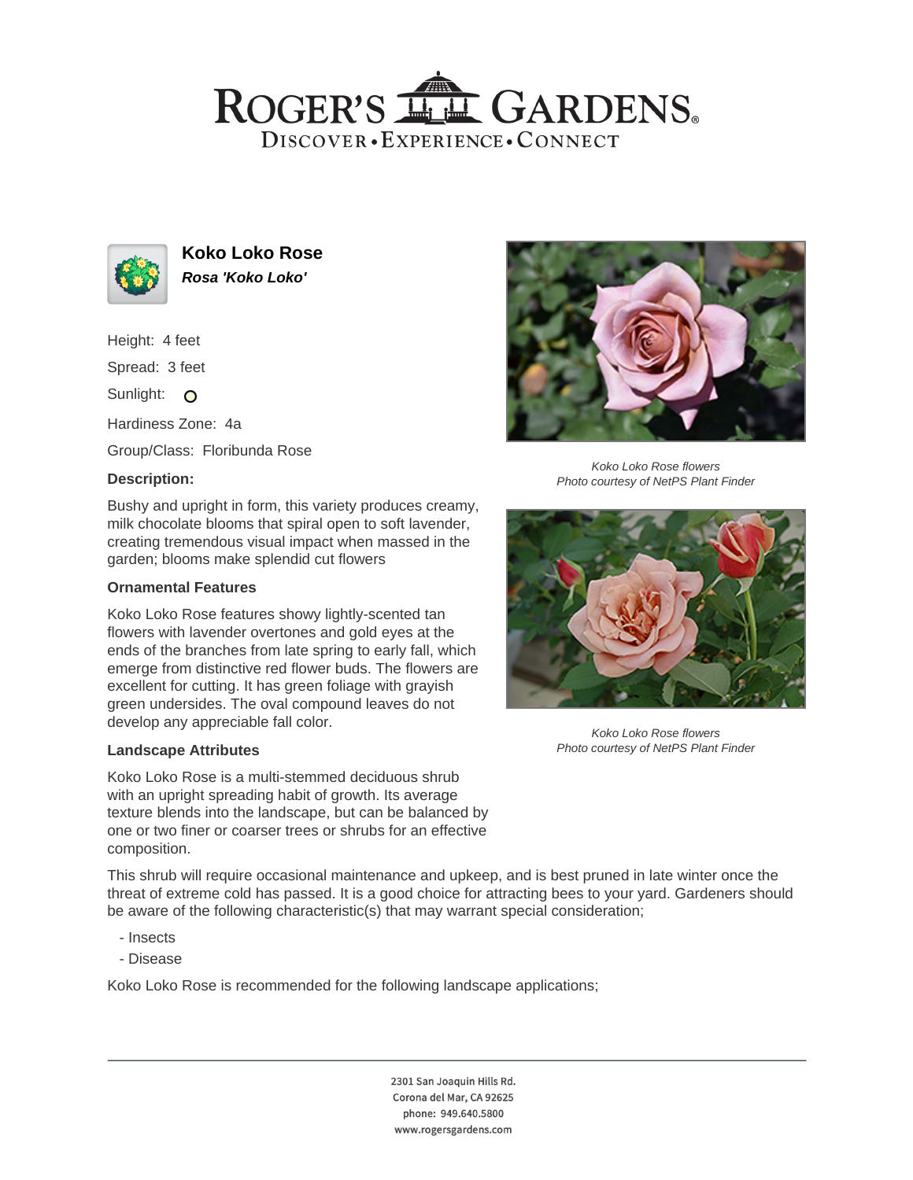# ROGER'S GARDENS
DISCOVER • EXPERIENCE • CONNECT

## Koko Loko Rose
***Rosa 'Koko Loko'***

Height: 4 feet

Spread: 3 feet

Sunlight: O

Hardiness Zone: 4a

Group/Class: Floribunda Rose

### Description:

Bushy and upright in form, this variety produces creamy, milk chocolate blooms that spiral open to soft lavender, creating tremendous visual impact when massed in the garden; blooms make splendid cut flowers

*Koko Loko Rose flowers*
*Photo courtesy of NetPS Plant Finder*

*Koko Loko Rose flowers*
*Photo courtesy of NetPS Plant Finder*

### Ornamental Features

Koko Loko Rose features showy lightly-scented tan flowers with lavender overtones and gold eyes at the ends of the branches from late spring to early fall, which emerge from distinctive red flower buds. The flowers are excellent for cutting. It has green foliage with grayish green undersides. The oval compound leaves do not develop any appreciable fall color.

### Landscape Attributes

Koko Loko Rose is a multi-stemmed deciduous shrub with an upright spreading habit of growth. Its average texture blends into the landscape, but can be balanced by one or two finer or coarser trees or shrubs for an effective composition.

This shrub will require occasional maintenance and upkeep, and is best pruned in late winter once the threat of extreme cold has passed. It is a good choice for attracting bees to your yard. Gardeners should be aware of the following characteristic(s) that may warrant special consideration;

- Insects
- Disease

Koko Loko Rose is recommended for the following landscape applications;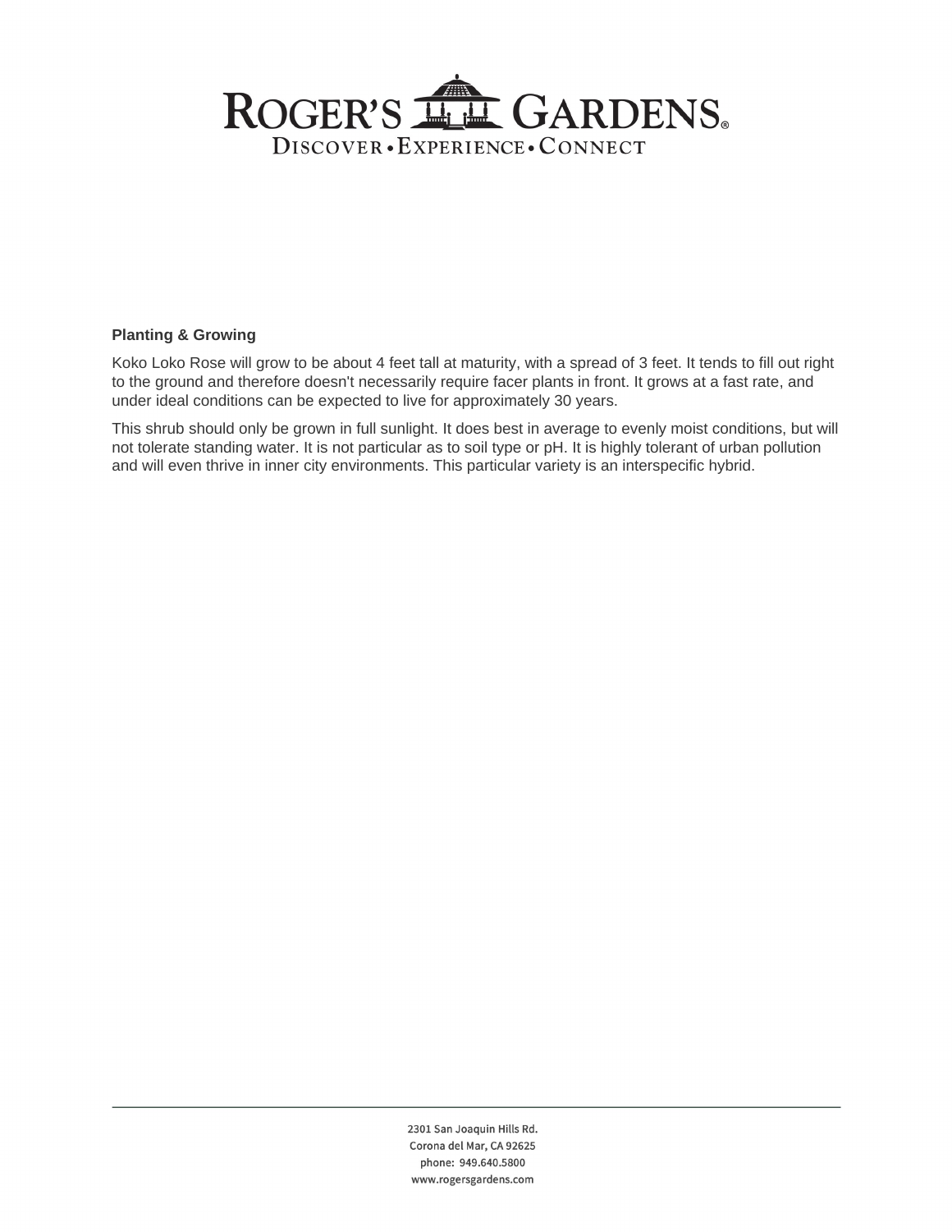**Planting & Growing**

Koko Loko Rose will grow to be about 4 feet tall at maturity, with a spread of 3 feet. It tends to fill out right to the ground and therefore doesn't necessarily require facer plants in front. It grows at a fast rate, and under ideal conditions can be expected to live for approximately 30 years.

This shrub should only be grown in full sunlight. It does best in average to evenly moist conditions, but will not tolerate standing water. It is not particular as to soil type or pH. It is highly tolerant of urban pollution and will even thrive in inner city environments. This particular variety is an interspecific hybrid.